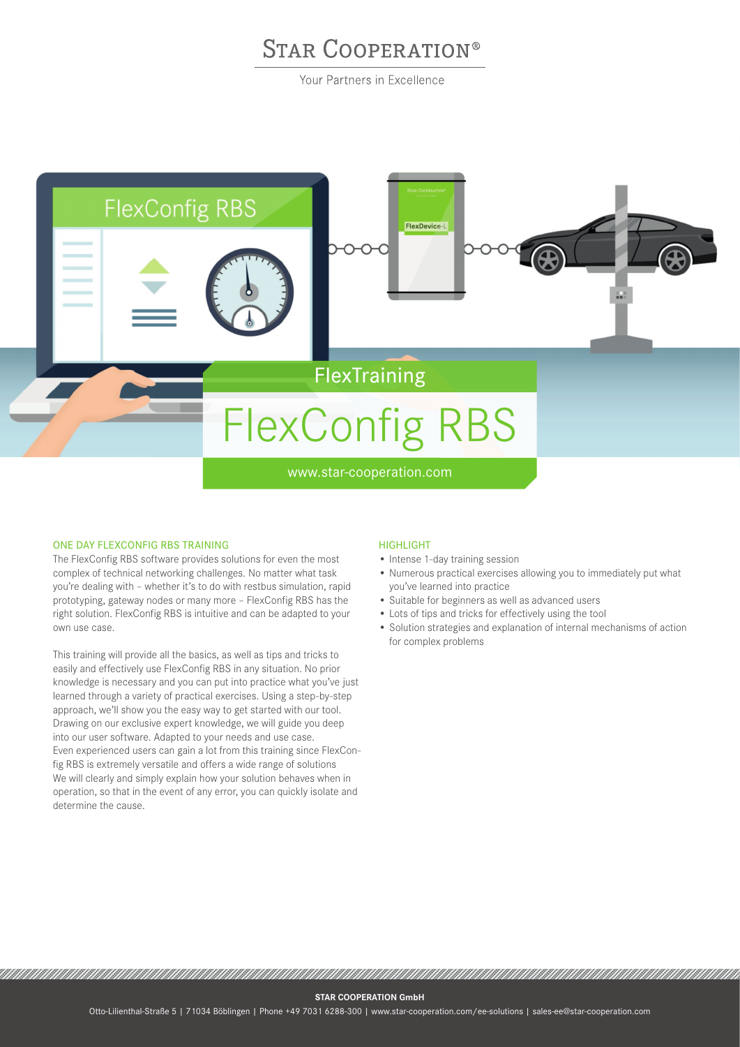# STAR COOPERATION®

Your Partners in Excellence

FlexTraining

# FlexConfig RBS

www.star-cooperation.com

## ONE DAY FLEXCONFIG RBS TRAINING

The FlexConfig RBS software provides solutions for even the most complex of technical networking challenges. No matter what task you're dealing with – whether it's to do with restbus simulation, rapid prototyping, gateway nodes or many more – FlexConfig RBS has the right solution. FlexConfig RBS is intuitive and can be adapted to your own use case.

This training will provide all the basics, as well as tips and tricks to easily and effectively use FlexConfig RBS in any situation. No prior knowledge is necessary and you can put into practice what you've just learned through a variety of practical exercises. Using a step-by-step approach, we'll show you the easy way to get started with our tool. Drawing on our exclusive expert knowledge, we will guide you deep into our user software. Adapted to your needs and use case.
Even experienced users can gain a lot from this training since FlexConfig RBS is extremely versatile and offers a wide range of solutions
We will clearly and simply explain how your solution behaves when in operation, so that in the event of any error, you can quickly isolate and determine the cause.

## HIGHLIGHT

- Intense 1-day training session
- Numerous practical exercises allowing you to immediately put what you've learned into practice
- Suitable for beginners as well as advanced users
- Lots of tips and tricks for effectively using the tool
- Solution strategies and explanation of internal mechanisms of action for complex problems

**STAR COOPERATION GmbH**

Otto-Lilienthal-Straße 5 | 71034 Böblingen | Phone +49 7031 6288-300 | www.star-cooperation.com/ee-solutions | sales-ee@star-cooperation.com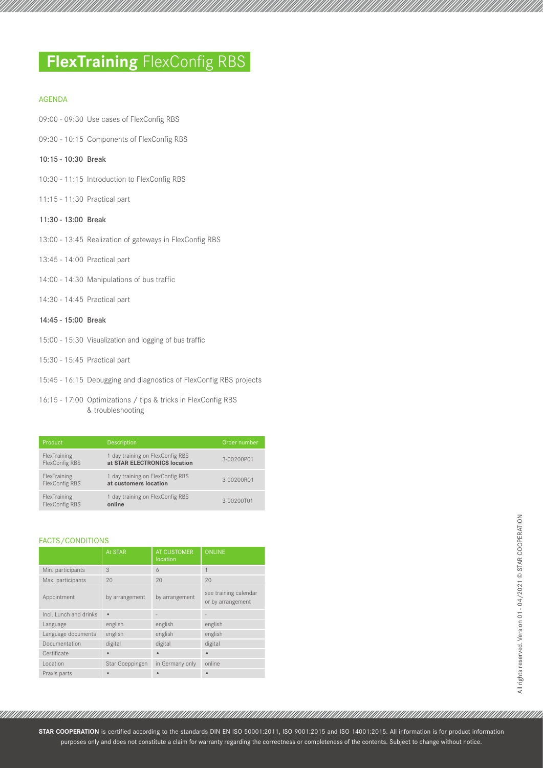# **FlexTraining** FlexConfig RBS

## AGENDA

09:00 - 09:30 Use cases of FlexConfig RBS

09:30 - 10:15 Components of FlexConfig RBS

**10:15 - 10:30 Break**

10:30 - 11:15 Introduction to FlexConfig RBS

11:15 - 11:30 Practical part

**11:30 - 13:00 Break**

13:00 - 13:45 Realization of gateways in FlexConfig RBS

13:45 - 14:00 Practical part

14:00 - 14:30 Manipulations of bus traffic

14:30 - 14:45 Practical part

**14:45 - 15:00 Break**

15:00 - 15:30 Visualization and logging of bus traffic

15:30 - 15:45 Practical part

15:45 - 16:15 Debugging and diagnostics of FlexConfig RBS projects

16:15 - 17:00 Optimizations / tips & tricks in FlexConfig RBS & troubleshooting

| Product | Description | Order number |
|---|---|---|
| FlexTraining FlexConfig RBS | 1 day training on FlexConfig RBS **at STAR ELECTRONICS location** | 3-00200P01 |
| FlexTraining FlexConfig RBS | 1 day training on FlexConfig RBS **at customers location** | 3-00200R01 |
| FlexTraining FlexConfig RBS | 1 day training on FlexConfig RBS **online** | 3-00200T01 |

## FACTS/CONDITIONS

| | At STAR | AT CUSTOMER location | ONLINE |
|---|---|---|---|
| Min. participants | 3 | 6 | 1 |
| Max. participants | 20 | 20 | 20 |
| Appointment | by arrangement | by arrangement | see training calendar or by arrangement |
| Incl. Lunch and drinks | • | - | - |
| Language | english | english | english |
| Language documents | english | english | english |
| Documentation | digital | digital | digital |
| Certificate | • | • | • |
| Location | Star Goeppingen | in Germany only | online |
| Praxis parts | • | • | • |

All rights reserved. Version 01 - 04/2021 © STAR COOPERATION

**STAR COOPERATION** is certified according to the standards DIN EN ISO 50001:2011, ISO 9001:2015 and ISO 14001:2015. All information is for product information purposes only and does not constitute a claim for warranty regarding the correctness or completeness of the contents. Subject to change without notice.